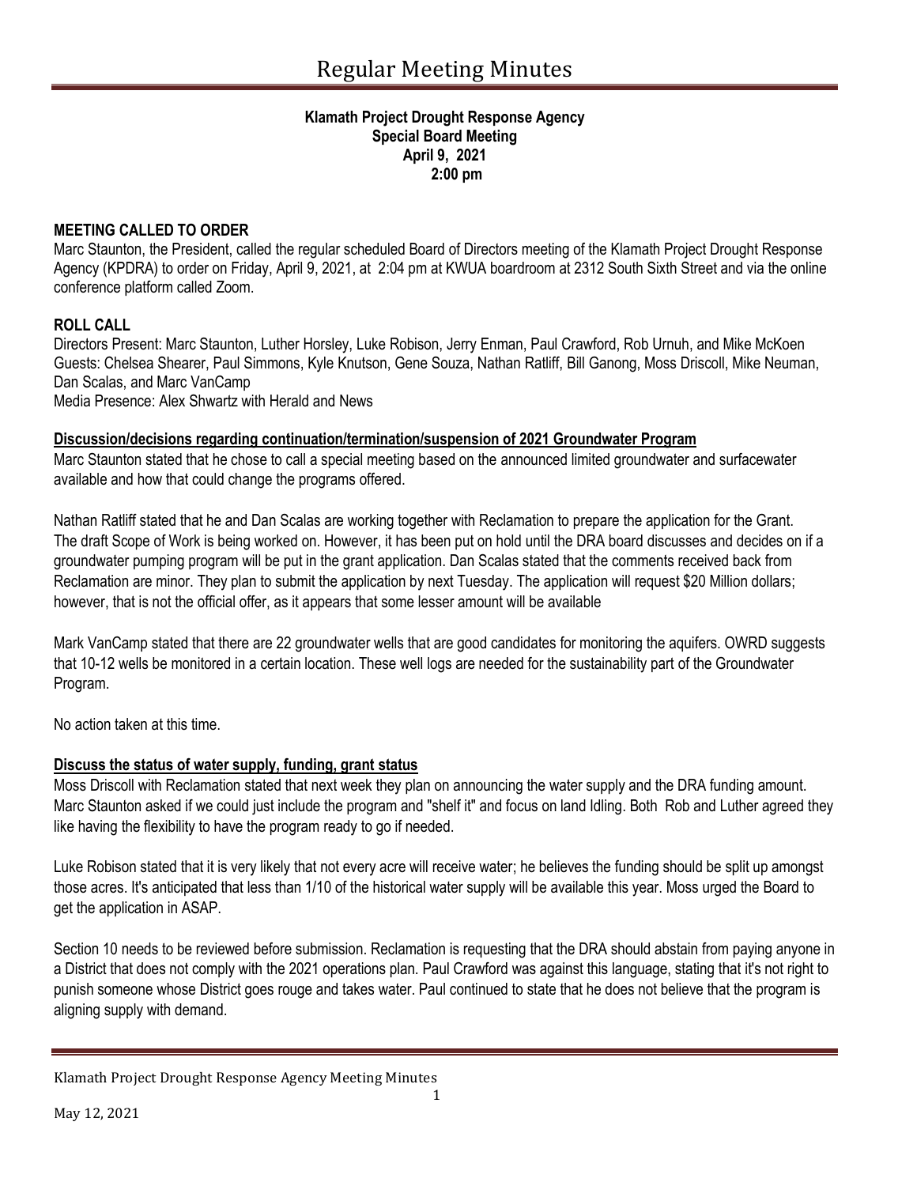# Regular Meeting Minutes

**Klamath Project Drought Response Agency**
**Special Board Meeting**
**April 9, 2021**
**2:00 pm**

### MEETING CALLED TO ORDER

Marc Staunton, the President, called the regular scheduled Board of Directors meeting of the Klamath Project Drought Response Agency (KPDRA) to order on Friday, April 9, 2021, at 2:04 pm at KWUA boardroom at 2312 South Sixth Street and via the online conference platform called Zoom.

### ROLL CALL

Directors Present: Marc Staunton, Luther Horsley, Luke Robison, Jerry Enman, Paul Crawford, Rob Urnuh, and Mike McKoen
Guests: Chelsea Shearer, Paul Simmons, Kyle Knutson, Gene Souza, Nathan Ratliff, Bill Ganong, Moss Driscoll, Mike Neuman, Dan Scalas, and Marc VanCamp
Media Presence: Alex Shwartz with Herald and News

### Discussion/decisions regarding continuation/termination/suspension of 2021 Groundwater Program

Marc Staunton stated that he chose to call a special meeting based on the announced limited groundwater and surfacewater available and how that could change the programs offered.

Nathan Ratliff stated that he and Dan Scalas are working together with Reclamation to prepare the application for the Grant. The draft Scope of Work is being worked on. However, it has been put on hold until the DRA board discusses and decides on if a groundwater pumping program will be put in the grant application. Dan Scalas stated that the comments received back from Reclamation are minor. They plan to submit the application by next Tuesday. The application will request $20 Million dollars; however, that is not the official offer, as it appears that some lesser amount will be available

Mark VanCamp stated that there are 22 groundwater wells that are good candidates for monitoring the aquifers. OWRD suggests that 10-12 wells be monitored in a certain location. These well logs are needed for the sustainability part of the Groundwater Program.

No action taken at this time.

### Discuss the status of water supply, funding, grant status

Moss Driscoll with Reclamation stated that next week they plan on announcing the water supply and the DRA funding amount. Marc Staunton asked if we could just include the program and "shelf it" and focus on land Idling. Both Rob and Luther agreed they like having the flexibility to have the program ready to go if needed.

Luke Robison stated that it is very likely that not every acre will receive water; he believes the funding should be split up amongst those acres. It's anticipated that less than 1/10 of the historical water supply will be available this year. Moss urged the Board to get the application in ASAP.

Section 10 needs to be reviewed before submission. Reclamation is requesting that the DRA should abstain from paying anyone in a District that does not comply with the 2021 operations plan. Paul Crawford was against this language, stating that it's not right to punish someone whose District goes rouge and takes water. Paul continued to state that he does not believe that the program is aligning supply with demand.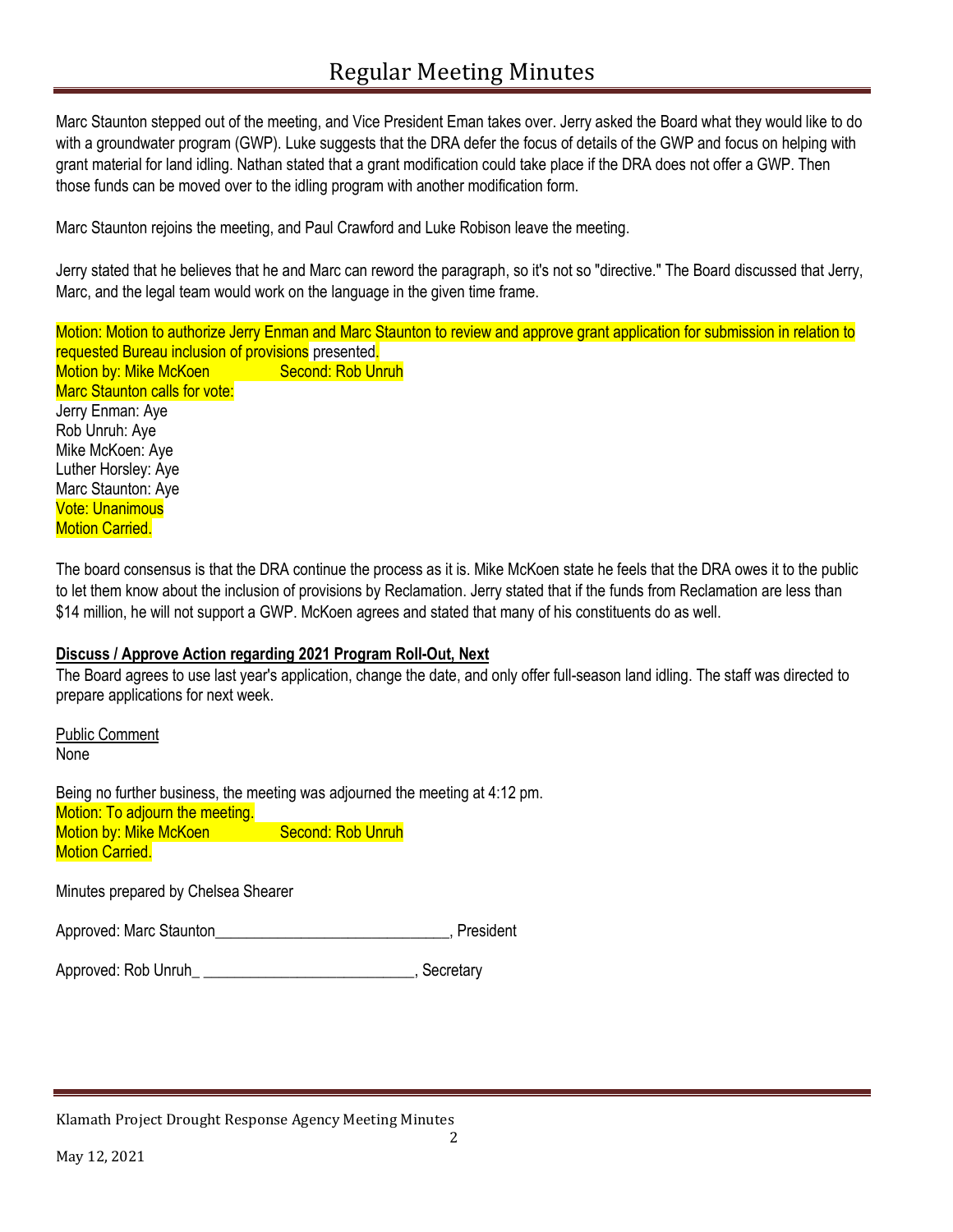# Regular Meeting Minutes

Marc Staunton stepped out of the meeting, and Vice President Eman takes over. Jerry asked the Board what they would like to do with a groundwater program (GWP). Luke suggests that the DRA defer the focus of details of the GWP and focus on helping with grant material for land idling. Nathan stated that a grant modification could take place if the DRA does not offer a GWP. Then those funds can be moved over to the idling program with another modification form.

Marc Staunton rejoins the meeting, and Paul Crawford and Luke Robison leave the meeting.

Jerry stated that he believes that he and Marc can reword the paragraph, so it's not so "directive." The Board discussed that Jerry, Marc, and the legal team would work on the language in the given time frame.

Motion: Motion to authorize Jerry Enman and Marc Staunton to review and approve grant application for submission in relation to requested Bureau inclusion of provisions presented.
Motion by: Mike McKoen Second: Rob Unruh
Marc Staunton calls for vote:
Jerry Enman: Aye
Rob Unruh: Aye
Mike McKoen: Aye
Luther Horsley: Aye
Marc Staunton: Aye
Vote: Unanimous
Motion Carried.

The board consensus is that the DRA continue the process as it is. Mike McKoen state he feels that the DRA owes it to the public to let them know about the inclusion of provisions by Reclamation. Jerry stated that if the funds from Reclamation are less than $14 million, he will not support a GWP. McKoen agrees and stated that many of his constituents do as well.

**Discuss / Approve Action regarding 2021 Program Roll-Out, Next**

The Board agrees to use last year's application, change the date, and only offer full-season land idling. The staff was directed to prepare applications for next week.

Public Comment
None

Being no further business, the meeting was adjourned the meeting at 4:12 pm.
Motion: To adjourn the meeting.
Motion by: Mike McKoen Second: Rob Unruh
Motion Carried.

Minutes prepared by Chelsea Shearer

Approved: Marc Staunton______________________________, President

Approved: Rob Unruh_ ___________________________, Secretary